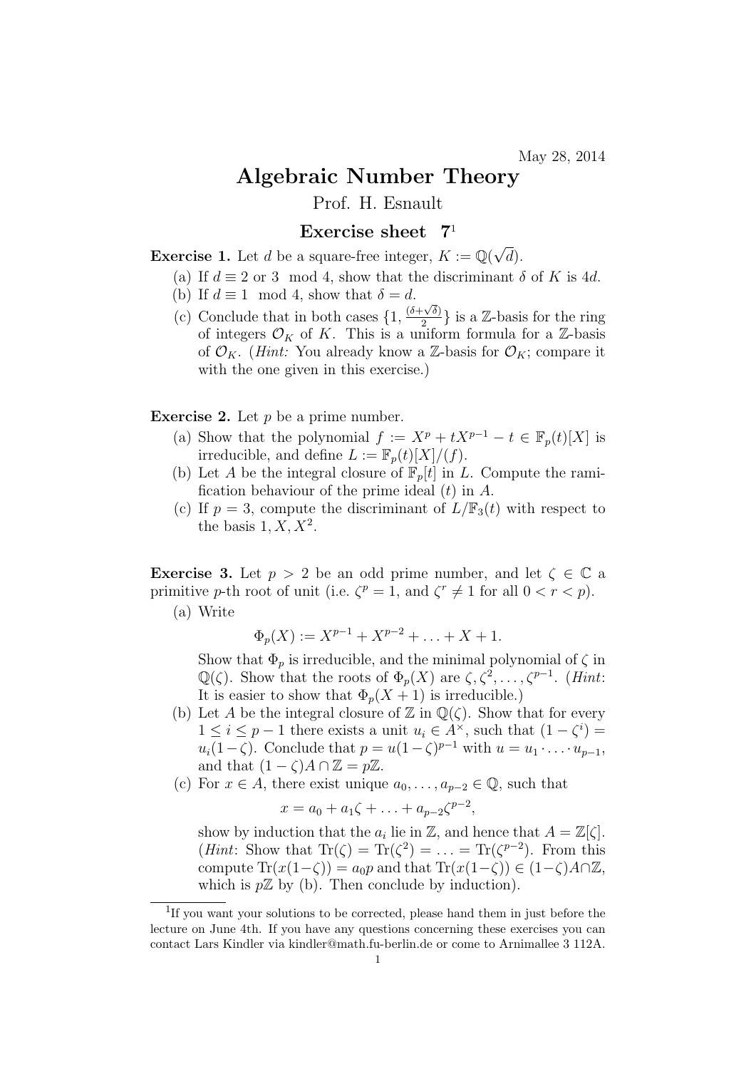May 28, 2014

# Algebraic Number Theory

Prof. H. Esnault

## Exercise sheet 7[1]

**Exercise 1.** Let $d$ be a square-free integer, $K := \mathbb{Q}(\sqrt{d})$.

(a) If $d \equiv 2$ or $3 \mod 4$, show that the discriminant $\delta$ of $K$ is $4d$.

(b) If $d \equiv 1 \mod 4$, show that $\delta = d$.

(c) Conclude that in both cases $\{1, \frac{(\delta + \sqrt{\delta})}{2}\}$ is a $\mathbb{Z}$-basis for the ring of integers $\mathcal{O}_K$ of $K$. This is a uniform formula for a $\mathbb{Z}$-basis of $\mathcal{O}_K$. (*Hint:* You already know a $\mathbb{Z}$-basis for $\mathcal{O}_K$; compare it with the one given in this exercise.)

**Exercise 2.** Let $p$ be a prime number.

(a) Show that the polynomial $f := X^p + tX^{p-1} - t \in \mathbb{F}_p(t)[X]$ is irreducible, and define $L := \mathbb{F}_p(t)[X]/(f)$.

(b) Let $A$ be the integral closure of $\mathbb{F}_p[t]$ in $L$. Compute the ramification behaviour of the prime ideal $(t)$ in $A$.

(c) If $p = 3$, compute the discriminant of $L/\mathbb{F}_3(t)$ with respect to the basis $1, X, X^2$.

**Exercise 3.** Let $p > 2$ be an odd prime number, and let $\zeta \in \mathbb{C}$ a primitive $p$-th root of unit (i.e. $\zeta^p = 1$, and $\zeta^r \neq 1$ for all $0 < r < p$).

(a) Write

$$\Phi_p(X) := X^{p-1} + X^{p-2} + \ldots + X + 1.$$

Show that $\Phi_p$ is irreducible, and the minimal polynomial of $\zeta$ in $\mathbb{Q}(\zeta)$. Show that the roots of $\Phi_p(X)$ are $\zeta, \zeta^2, \ldots, \zeta^{p-1}$. (*Hint*: It is easier to show that $\Phi_p(X+1)$ is irreducible.)

(b) Let $A$ be the integral closure of $\mathbb{Z}$ in $\mathbb{Q}(\zeta)$. Show that for every $1 \leq i \leq p-1$ there exists a unit $u_i \in A^\times$, such that $(1 - \zeta^i) = u_i(1-\zeta)$. Conclude that $p = u(1-\zeta)^{p-1}$ with $u = u_1 \cdot \ldots \cdot u_{p-1}$, and that $(1-\zeta)A \cap \mathbb{Z} = p\mathbb{Z}$.

(c) For $x \in A$, there exist unique $a_0, \ldots, a_{p-2} \in \mathbb{Q}$, such that

$$x = a_0 + a_1\zeta + \ldots + a_{p-2}\zeta^{p-2},$$

show by induction that the $a_i$ lie in $\mathbb{Z}$, and hence that $A = \mathbb{Z}[\zeta]$. (*Hint*: Show that $\mathrm{Tr}(\zeta) = \mathrm{Tr}(\zeta^2) = \ldots = \mathrm{Tr}(\zeta^{p-2})$. From this compute $\mathrm{Tr}(x(1-\zeta)) = a_0 p$ and that $\mathrm{Tr}(x(1-\zeta)) \in (1-\zeta)A \cap \mathbb{Z}$, which is $p\mathbb{Z}$ by (b). Then conclude by induction).

---

[1] If you want your solutions to be corrected, please hand them in just before the lecture on June 4th. If you have any questions concerning these exercises you can contact Lars Kindler via kindler@math.fu-berlin.de or come to Arnimallee 3 112A.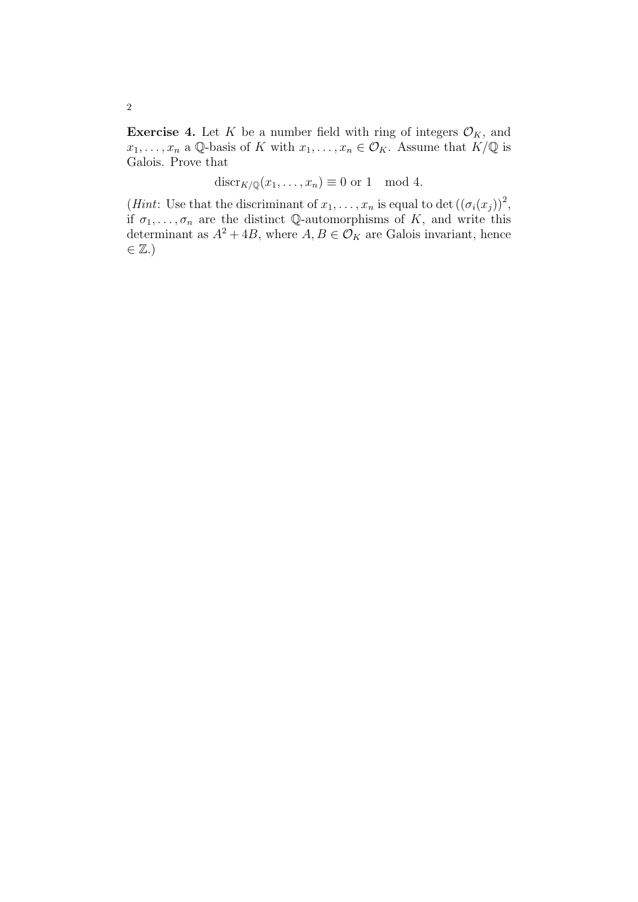**Exercise 4.** Let $K$ be a number field with ring of integers $\mathcal{O}_K$, and $x_1, \ldots, x_n$ a $\mathbb{Q}$-basis of $K$ with $x_1, \ldots, x_n \in \mathcal{O}_K$. Assume that $K/\mathbb{Q}$ is Galois. Prove that

$$\operatorname{discr}_{K/\mathbb{Q}}(x_1, \ldots, x_n) \equiv 0 \text{ or } 1 \mod 4.$$

(*Hint*: Use that the discriminant of $x_1, \ldots, x_n$ is equal to $\det\left((\sigma_i(x_j)\right)^2$, if $\sigma_1, \ldots, \sigma_n$ are the distinct $\mathbb{Q}$-automorphisms of $K$, and write this determinant as $A^2 + 4B$, where $A, B \in \mathcal{O}_K$ are Galois invariant, hence $\in \mathbb{Z}$.)